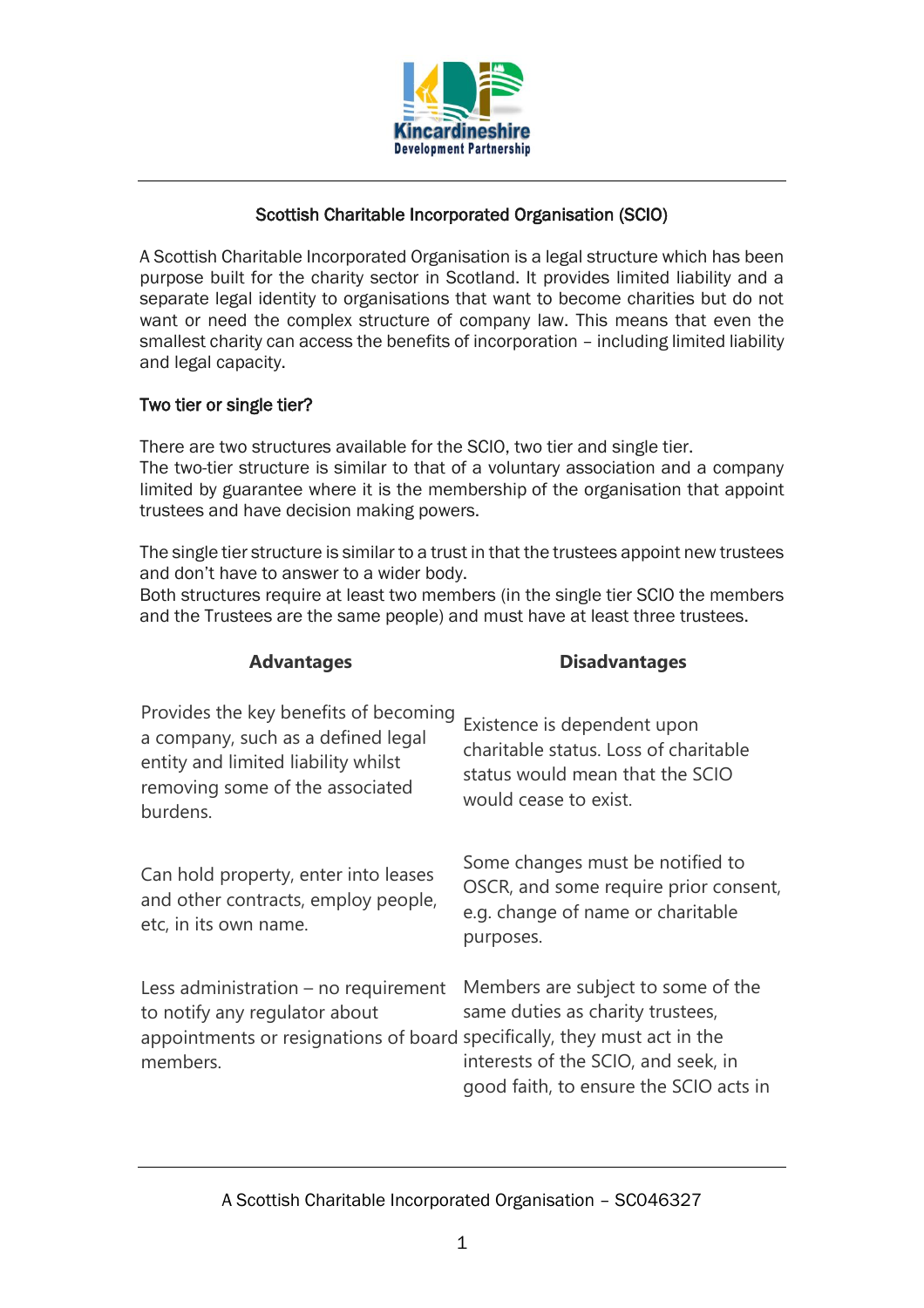## Scottish Charitable Incorporated Organisation (SCIO)

A Scottish Charitable Incorporated Organisation is a legal structure which has been purpose built for the charity sector in Scotland. It provides limited liability and a separate legal identity to organisations that want to become charities but do not want or need the complex structure of company law. This means that even the smallest charity can access the benefits of incorporation – including limited liability and legal capacity.

### Two tier or single tier?

There are two structures available for the SCIO, two tier and single tier.
The two-tier structure is similar to that of a voluntary association and a company limited by guarantee where it is the membership of the organisation that appoint trustees and have decision making powers.

The single tier structure is similar to a trust in that the trustees appoint new trustees and don't have to answer to a wider body.
Both structures require at least two members (in the single tier SCIO the members and the Trustees are the same people) and must have at least three trustees.

| Advantages | Disadvantages |
| --- | --- |
| Provides the key benefits of becoming a company, such as a defined legal entity and limited liability whilst removing some of the associated burdens. | Existence is dependent upon charitable status. Loss of charitable status would mean that the SCIO would cease to exist. |
| Can hold property, enter into leases and other contracts, employ people, etc, in its own name. | Some changes must be notified to OSCR, and some require prior consent, e.g. change of name or charitable purposes. |
| Less administration – no requirement to notify any regulator about appointments or resignations of board members. | Members are subject to some of the same duties as charity trustees, specifically, they must act in the interests of the SCIO, and seek, in good faith, to ensure the SCIO acts in |

A Scottish Charitable Incorporated Organisation – SC046327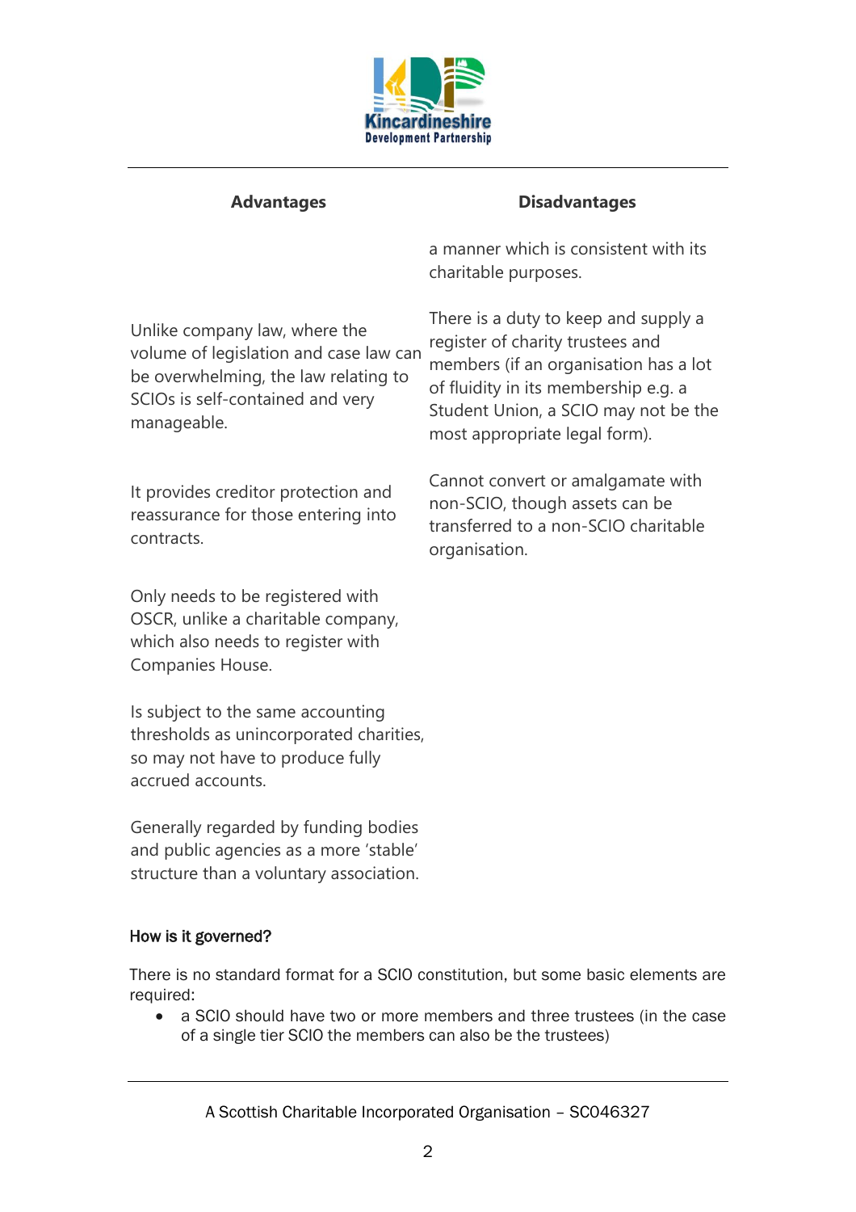| Advantages | Disadvantages |
| --- | --- |
| | a manner which is consistent with its charitable purposes. |
| Unlike company law, where the volume of legislation and case law can be overwhelming, the law relating to SCIOs is self-contained and very manageable. | There is a duty to keep and supply a register of charity trustees and members (if an organisation has a lot of fluidity in its membership e.g. a Student Union, a SCIO may not be the most appropriate legal form). |
| It provides creditor protection and reassurance for those entering into contracts. | Cannot convert or amalgamate with non-SCIO, though assets can be transferred to a non-SCIO charitable organisation. |
| Only needs to be registered with OSCR, unlike a charitable company, which also needs to register with Companies House. | |
| Is subject to the same accounting thresholds as unincorporated charities, so may not have to produce fully accrued accounts. | |
| Generally regarded by funding bodies and public agencies as a more 'stable' structure than a voluntary association. | |

#### How is it governed?

There is no standard format for a SCIO constitution, but some basic elements are required:

- a SCIO should have two or more members and three trustees (in the case of a single tier SCIO the members can also be the trustees)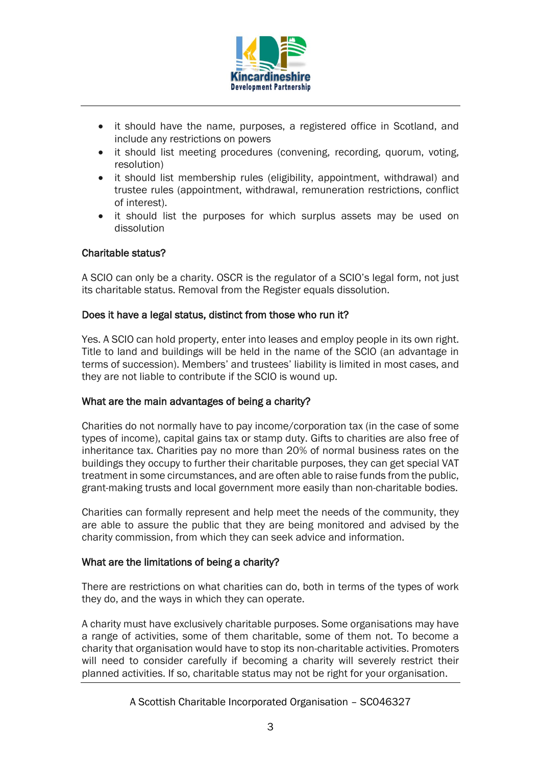- it should have the name, purposes, a registered office in Scotland, and include any restrictions on powers
- it should list meeting procedures (convening, recording, quorum, voting, resolution)
- it should list membership rules (eligibility, appointment, withdrawal) and trustee rules (appointment, withdrawal, remuneration restrictions, conflict of interest).
- it should list the purposes for which surplus assets may be used on dissolution

### Charitable status?

A SCIO can only be a charity. OSCR is the regulator of a SCIO's legal form, not just its charitable status. Removal from the Register equals dissolution.

### Does it have a legal status, distinct from those who run it?

Yes. A SCIO can hold property, enter into leases and employ people in its own right. Title to land and buildings will be held in the name of the SCIO (an advantage in terms of succession). Members' and trustees' liability is limited in most cases, and they are not liable to contribute if the SCIO is wound up.

### What are the main advantages of being a charity?

Charities do not normally have to pay income/corporation tax (in the case of some types of income), capital gains tax or stamp duty. Gifts to charities are also free of inheritance tax. Charities pay no more than 20% of normal business rates on the buildings they occupy to further their charitable purposes, they can get special VAT treatment in some circumstances, and are often able to raise funds from the public, grant-making trusts and local government more easily than non-charitable bodies.

Charities can formally represent and help meet the needs of the community, they are able to assure the public that they are being monitored and advised by the charity commission, from which they can seek advice and information.

### What are the limitations of being a charity?

There are restrictions on what charities can do, both in terms of the types of work they do, and the ways in which they can operate.

A charity must have exclusively charitable purposes. Some organisations may have a range of activities, some of them charitable, some of them not. To become a charity that organisation would have to stop its non-charitable activities. Promoters will need to consider carefully if becoming a charity will severely restrict their planned activities. If so, charitable status may not be right for your organisation.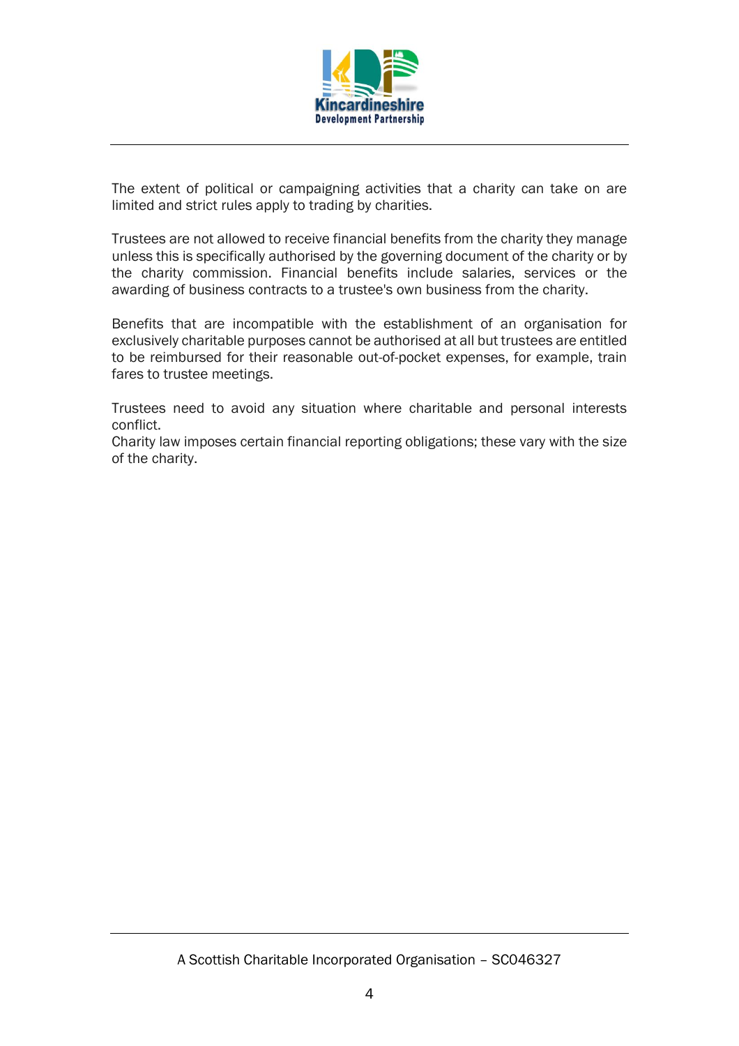The extent of political or campaigning activities that a charity can take on are limited and strict rules apply to trading by charities.

Trustees are not allowed to receive financial benefits from the charity they manage unless this is specifically authorised by the governing document of the charity or by the charity commission. Financial benefits include salaries, services or the awarding of business contracts to a trustee's own business from the charity.

Benefits that are incompatible with the establishment of an organisation for exclusively charitable purposes cannot be authorised at all but trustees are entitled to be reimbursed for their reasonable out-of-pocket expenses, for example, train fares to trustee meetings.

Trustees need to avoid any situation where charitable and personal interests conflict.
Charity law imposes certain financial reporting obligations; these vary with the size of the charity.